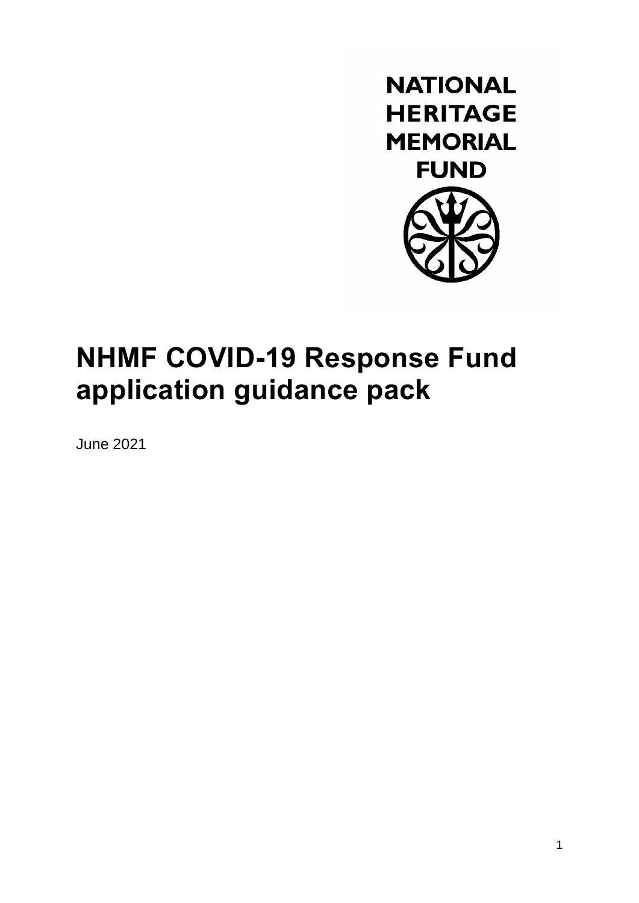NATIONAL HERITAGE MEMORIAL FUND

# NHMF COVID-19 Response Fund application guidance pack

June 2021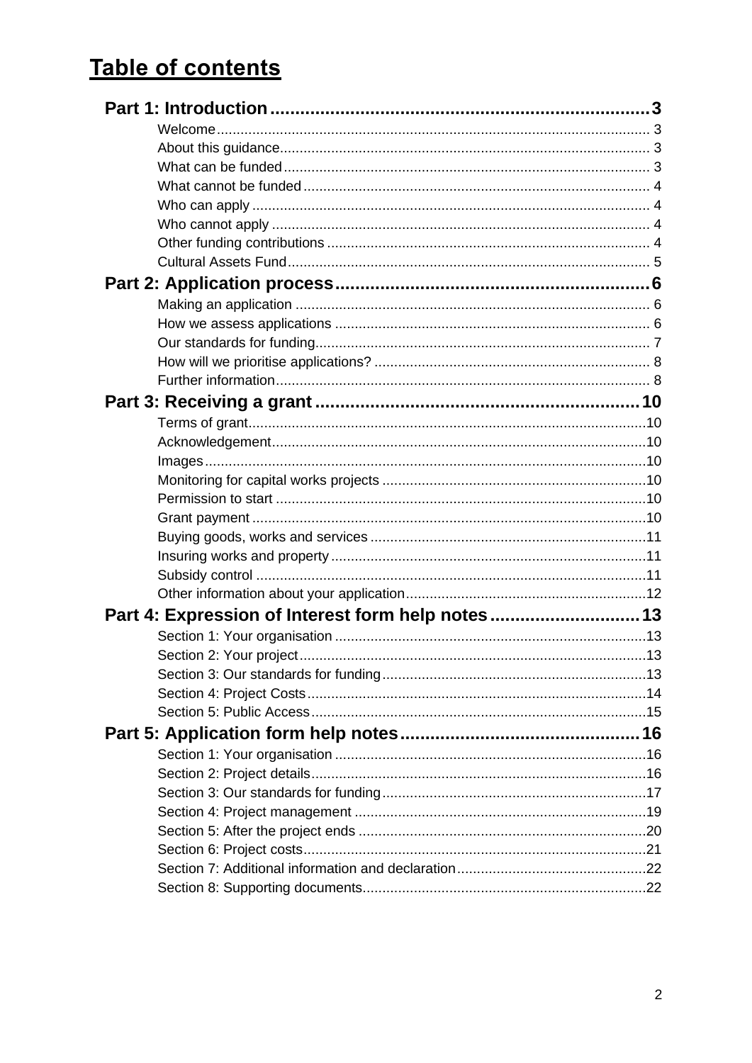# Table of contents

**Part 1: Introduction ... 3**

- Welcome ... 3
- About this guidance ... 3
- What can be funded ... 3
- What cannot be funded ... 4
- Who can apply ... 4
- Who cannot apply ... 4
- Other funding contributions ... 4
- Cultural Assets Fund ... 5

**Part 2: Application process ... 6**

- Making an application ... 6
- How we assess applications ... 6
- Our standards for funding ... 7
- How will we prioritise applications? ... 8
- Further information ... 8

**Part 3: Receiving a grant ... 10**

- Terms of grant ... 10
- Acknowledgement ... 10
- Images ... 10
- Monitoring for capital works projects ... 10
- Permission to start ... 10
- Grant payment ... 10
- Buying goods, works and services ... 11
- Insuring works and property ... 11
- Subsidy control ... 11
- Other information about your application ... 12

**Part 4: Expression of Interest form help notes ... 13**

- Section 1: Your organisation ... 13
- Section 2: Your project ... 13
- Section 3: Our standards for funding ... 13
- Section 4: Project Costs ... 14
- Section 5: Public Access ... 15

**Part 5: Application form help notes ... 16**

- Section 1: Your organisation ... 16
- Section 2: Project details ... 16
- Section 3: Our standards for funding ... 17
- Section 4: Project management ... 19
- Section 5: After the project ends ... 20
- Section 6: Project costs ... 21
- Section 7: Additional information and declaration ... 22
- Section 8: Supporting documents ... 22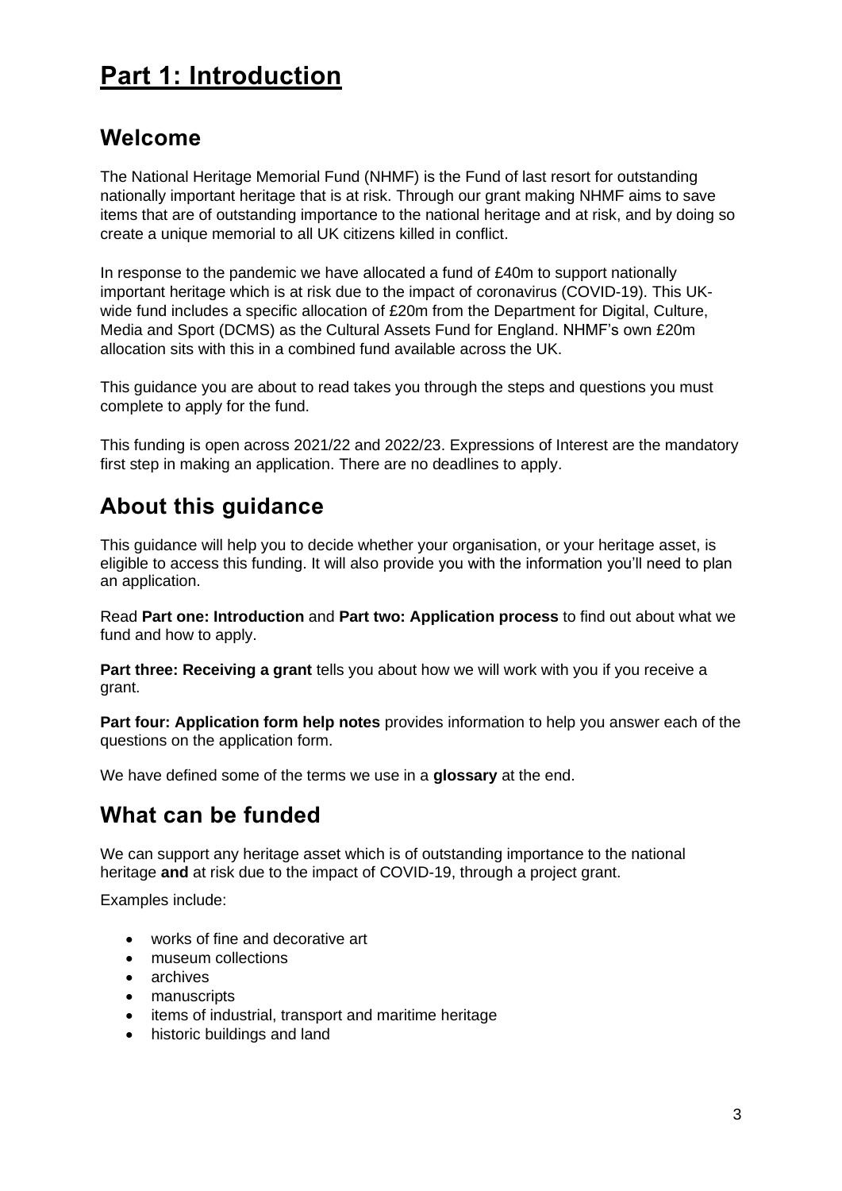# Part 1: Introduction

## Welcome

The National Heritage Memorial Fund (NHMF) is the Fund of last resort for outstanding nationally important heritage that is at risk. Through our grant making NHMF aims to save items that are of outstanding importance to the national heritage and at risk, and by doing so create a unique memorial to all UK citizens killed in conflict.

In response to the pandemic we have allocated a fund of £40m to support nationally important heritage which is at risk due to the impact of coronavirus (COVID-19). This UK-wide fund includes a specific allocation of £20m from the Department for Digital, Culture, Media and Sport (DCMS) as the Cultural Assets Fund for England. NHMF's own £20m allocation sits with this in a combined fund available across the UK.

This guidance you are about to read takes you through the steps and questions you must complete to apply for the fund.

This funding is open across 2021/22 and 2022/23. Expressions of Interest are the mandatory first step in making an application. There are no deadlines to apply.

## About this guidance

This guidance will help you to decide whether your organisation, or your heritage asset, is eligible to access this funding. It will also provide you with the information you'll need to plan an application.

Read **Part one: Introduction** and **Part two: Application process** to find out about what we fund and how to apply.

**Part three: Receiving a grant** tells you about how we will work with you if you receive a grant.

**Part four: Application form help notes** provides information to help you answer each of the questions on the application form.

We have defined some of the terms we use in a **glossary** at the end.

## What can be funded

We can support any heritage asset which is of outstanding importance to the national heritage **and** at risk due to the impact of COVID-19, through a project grant.

Examples include:

- works of fine and decorative art
- museum collections
- archives
- manuscripts
- items of industrial, transport and maritime heritage
- historic buildings and land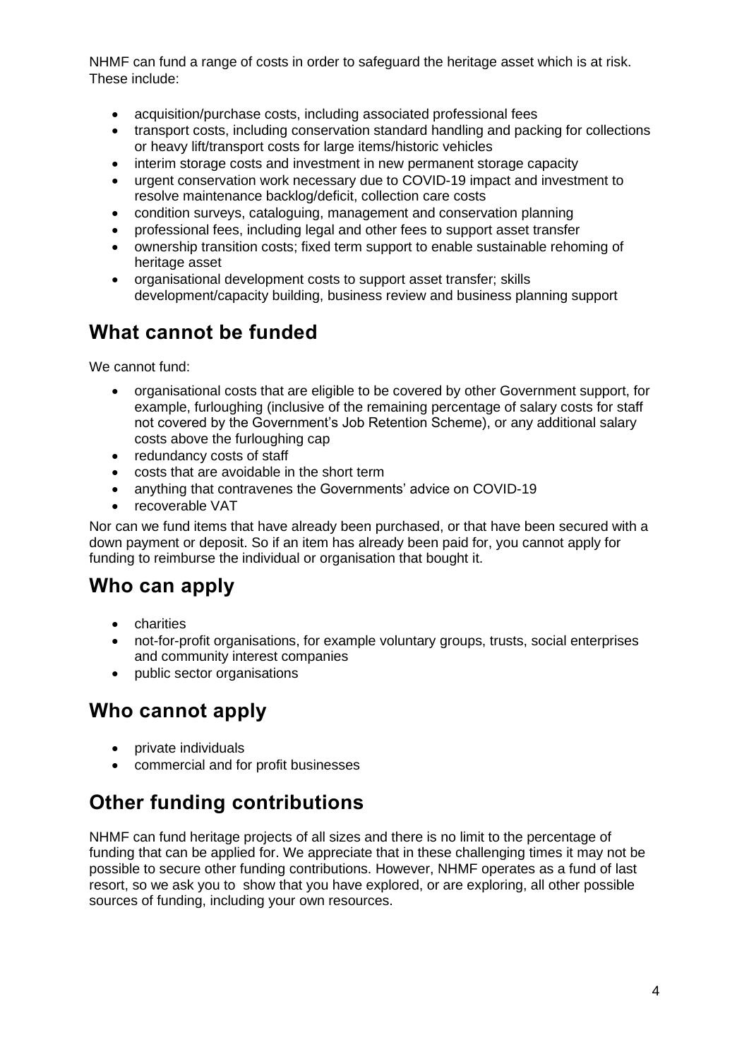NHMF can fund a range of costs in order to safeguard the heritage asset which is at risk. These include:

- acquisition/purchase costs, including associated professional fees
- transport costs, including conservation standard handling and packing for collections or heavy lift/transport costs for large items/historic vehicles
- interim storage costs and investment in new permanent storage capacity
- urgent conservation work necessary due to COVID-19 impact and investment to resolve maintenance backlog/deficit, collection care costs
- condition surveys, cataloguing, management and conservation planning
- professional fees, including legal and other fees to support asset transfer
- ownership transition costs; fixed term support to enable sustainable rehoming of heritage asset
- organisational development costs to support asset transfer; skills development/capacity building, business review and business planning support

## What cannot be funded

We cannot fund:

- organisational costs that are eligible to be covered by other Government support, for example, furloughing (inclusive of the remaining percentage of salary costs for staff not covered by the Government's Job Retention Scheme), or any additional salary costs above the furloughing cap
- redundancy costs of staff
- costs that are avoidable in the short term
- anything that contravenes the Governments' advice on COVID-19
- recoverable VAT

Nor can we fund items that have already been purchased, or that have been secured with a down payment or deposit. So if an item has already been paid for, you cannot apply for funding to reimburse the individual or organisation that bought it.

## Who can apply

- charities
- not-for-profit organisations, for example voluntary groups, trusts, social enterprises and community interest companies
- public sector organisations

## Who cannot apply

- private individuals
- commercial and for profit businesses

## Other funding contributions

NHMF can fund heritage projects of all sizes and there is no limit to the percentage of funding that can be applied for. We appreciate that in these challenging times it may not be possible to secure other funding contributions. However, NHMF operates as a fund of last resort, so we ask you to show that you have explored, or are exploring, all other possible sources of funding, including your own resources.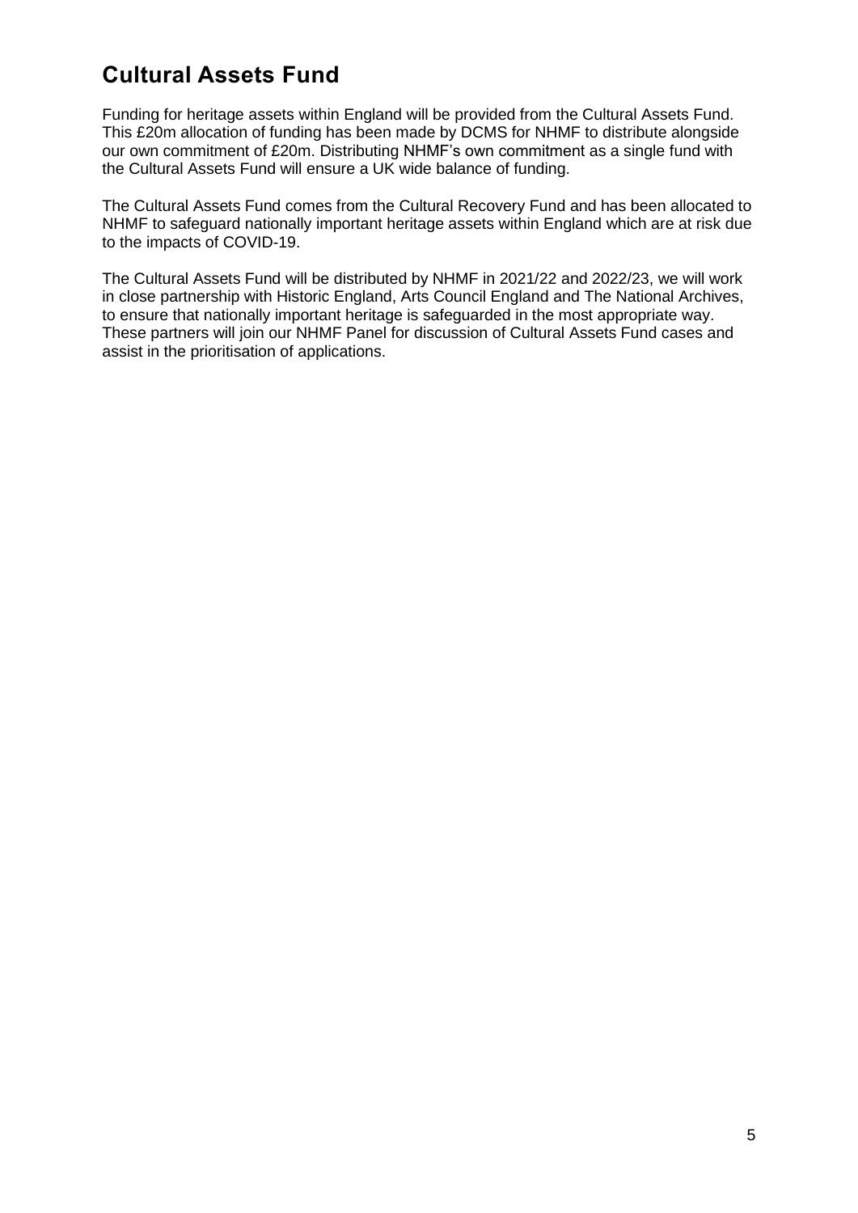## Cultural Assets Fund

Funding for heritage assets within England will be provided from the Cultural Assets Fund. This £20m allocation of funding has been made by DCMS for NHMF to distribute alongside our own commitment of £20m. Distributing NHMF's own commitment as a single fund with the Cultural Assets Fund will ensure a UK wide balance of funding.

The Cultural Assets Fund comes from the Cultural Recovery Fund and has been allocated to NHMF to safeguard nationally important heritage assets within England which are at risk due to the impacts of COVID-19.

The Cultural Assets Fund will be distributed by NHMF in 2021/22 and 2022/23, we will work in close partnership with Historic England, Arts Council England and The National Archives, to ensure that nationally important heritage is safeguarded in the most appropriate way. These partners will join our NHMF Panel for discussion of Cultural Assets Fund cases and assist in the prioritisation of applications.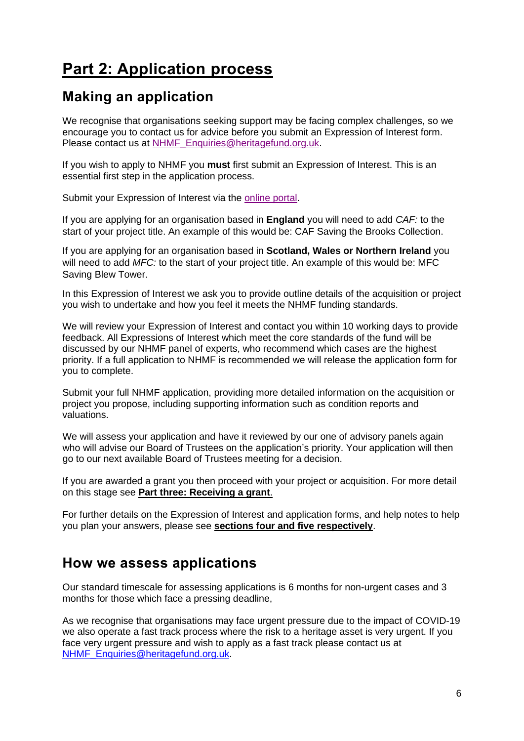# Part 2: Application process

## Making an application

We recognise that organisations seeking support may be facing complex challenges, so we encourage you to contact us for advice before you submit an Expression of Interest form. Please contact us at [NHMF_Enquiries@heritagefund.org.uk](mailto:NHMF_Enquiries@heritagefund.org.uk).

If you wish to apply to NHMF you **must** first submit an Expression of Interest. This is an essential first step in the application process.

Submit your Expression of Interest via the [online portal](#).

If you are applying for an organisation based in **England** you will need to add *CAF:* to the start of your project title. An example of this would be: CAF Saving the Brooks Collection.

If you are applying for an organisation based in **Scotland, Wales or Northern Ireland** you will need to add *MFC:* to the start of your project title. An example of this would be: MFC Saving Blew Tower.

In this Expression of Interest we ask you to provide outline details of the acquisition or project you wish to undertake and how you feel it meets the NHMF funding standards.

We will review your Expression of Interest and contact you within 10 working days to provide feedback. All Expressions of Interest which meet the core standards of the fund will be discussed by our NHMF panel of experts, who recommend which cases are the highest priority. If a full application to NHMF is recommended we will release the application form for you to complete.

Submit your full NHMF application, providing more detailed information on the acquisition or project you propose, including supporting information such as condition reports and valuations.

We will assess your application and have it reviewed by our one of advisory panels again who will advise our Board of Trustees on the application's priority. Your application will then go to our next available Board of Trustees meeting for a decision.

If you are awarded a grant you then proceed with your project or acquisition. For more detail on this stage see **Part three: Receiving a grant**.

For further details on the Expression of Interest and application forms, and help notes to help you plan your answers, please see **sections four and five respectively**.

## How we assess applications

Our standard timescale for assessing applications is 6 months for non-urgent cases and 3 months for those which face a pressing deadline,

As we recognise that organisations may face urgent pressure due to the impact of COVID-19 we also operate a fast track process where the risk to a heritage asset is very urgent. If you face very urgent pressure and wish to apply as a fast track please contact us at [NHMF_Enquiries@heritagefund.org.uk](mailto:NHMF_Enquiries@heritagefund.org.uk).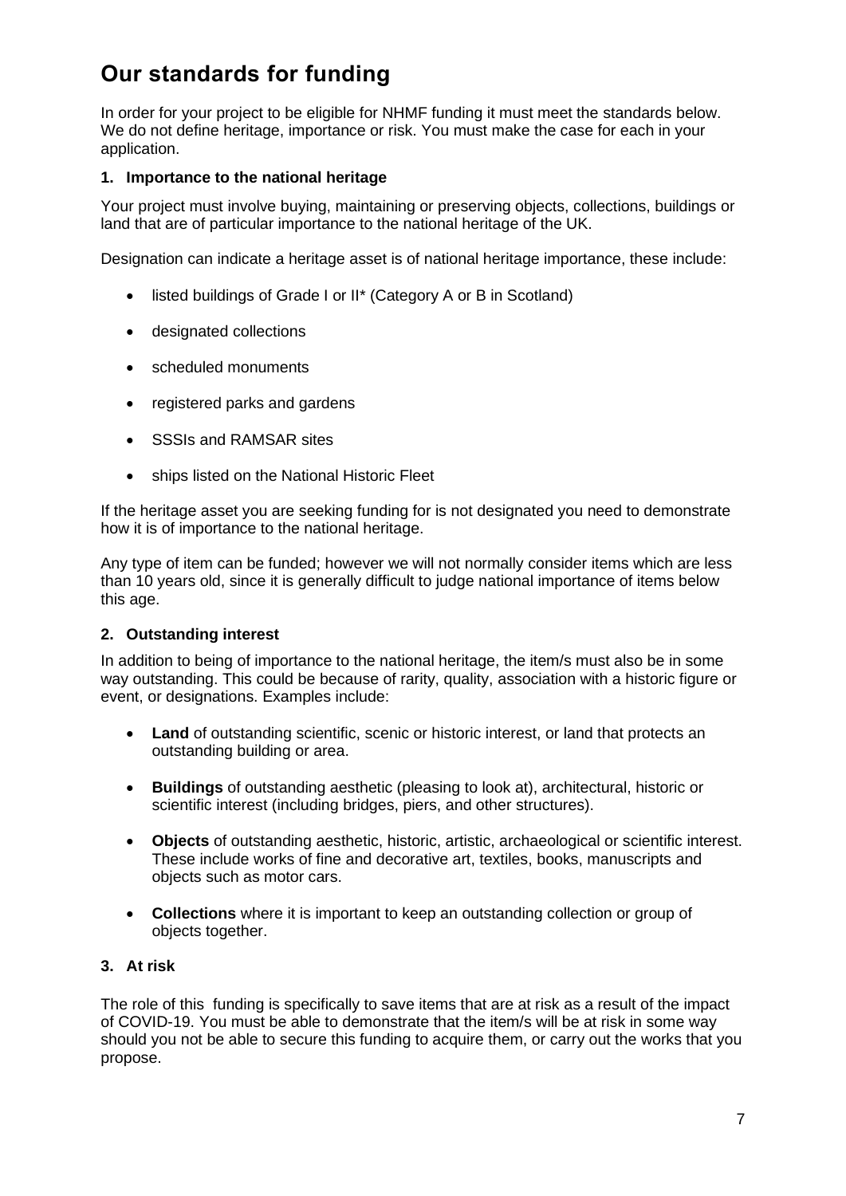## Our standards for funding

In order for your project to be eligible for NHMF funding it must meet the standards below. We do not define heritage, importance or risk. You must make the case for each in your application.

### 1. Importance to the national heritage

Your project must involve buying, maintaining or preserving objects, collections, buildings or land that are of particular importance to the national heritage of the UK.

Designation can indicate a heritage asset is of national heritage importance, these include:

- listed buildings of Grade I or II* (Category A or B in Scotland)
- designated collections
- scheduled monuments
- registered parks and gardens
- SSSIs and RAMSAR sites
- ships listed on the National Historic Fleet

If the heritage asset you are seeking funding for is not designated you need to demonstrate how it is of importance to the national heritage.

Any type of item can be funded; however we will not normally consider items which are less than 10 years old, since it is generally difficult to judge national importance of items below this age.

### 2. Outstanding interest

In addition to being of importance to the national heritage, the item/s must also be in some way outstanding. This could be because of rarity, quality, association with a historic figure or event, or designations. Examples include:

- **Land** of outstanding scientific, scenic or historic interest, or land that protects an outstanding building or area.
- **Buildings** of outstanding aesthetic (pleasing to look at), architectural, historic or scientific interest (including bridges, piers, and other structures).
- **Objects** of outstanding aesthetic, historic, artistic, archaeological or scientific interest. These include works of fine and decorative art, textiles, books, manuscripts and objects such as motor cars.
- **Collections** where it is important to keep an outstanding collection or group of objects together.

### 3. At risk

The role of this funding is specifically to save items that are at risk as a result of the impact of COVID-19. You must be able to demonstrate that the item/s will be at risk in some way should you not be able to secure this funding to acquire them, or carry out the works that you propose.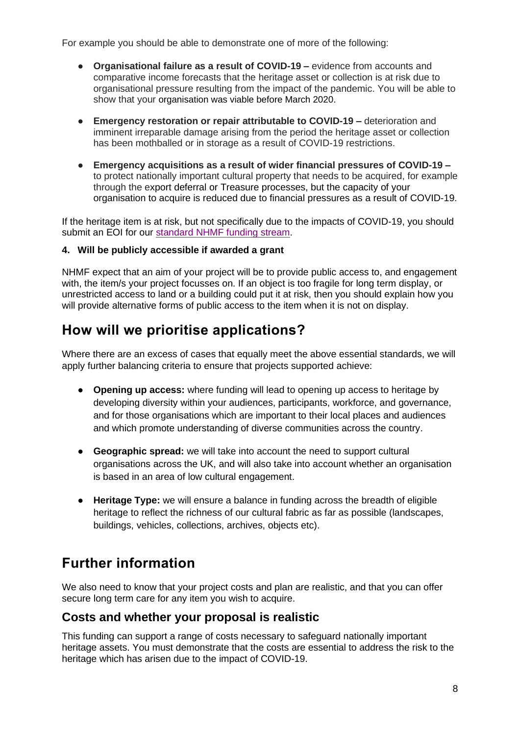For example you should be able to demonstrate one of more of the following:

- **Organisational failure as a result of COVID-19 –** evidence from accounts and comparative income forecasts that the heritage asset or collection is at risk due to organisational pressure resulting from the impact of the pandemic. You will be able to show that your organisation was viable before March 2020.
- **Emergency restoration or repair attributable to COVID-19 –** deterioration and imminent irreparable damage arising from the period the heritage asset or collection has been mothballed or in storage as a result of COVID-19 restrictions.
- **Emergency acquisitions as a result of wider financial pressures of COVID-19 –** to protect nationally important cultural property that needs to be acquired, for example through the export deferral or Treasure processes, but the capacity of your organisation to acquire is reduced due to financial pressures as a result of COVID-19.

If the heritage item is at risk, but not specifically due to the impacts of COVID-19, you should submit an EOI for our standard NHMF funding stream.

**4. Will be publicly accessible if awarded a grant**

NHMF expect that an aim of your project will be to provide public access to, and engagement with, the item/s your project focusses on. If an object is too fragile for long term display, or unrestricted access to land or a building could put it at risk, then you should explain how you will provide alternative forms of public access to the item when it is not on display.

## How will we prioritise applications?

Where there are an excess of cases that equally meet the above essential standards, we will apply further balancing criteria to ensure that projects supported achieve:

- **Opening up access:** where funding will lead to opening up access to heritage by developing diversity within your audiences, participants, workforce, and governance, and for those organisations which are important to their local places and audiences and which promote understanding of diverse communities across the country.
- **Geographic spread:** we will take into account the need to support cultural organisations across the UK, and will also take into account whether an organisation is based in an area of low cultural engagement.
- **Heritage Type:** we will ensure a balance in funding across the breadth of eligible heritage to reflect the richness of our cultural fabric as far as possible (landscapes, buildings, vehicles, collections, archives, objects etc).

## Further information

We also need to know that your project costs and plan are realistic, and that you can offer secure long term care for any item you wish to acquire.

### Costs and whether your proposal is realistic

This funding can support a range of costs necessary to safeguard nationally important heritage assets. You must demonstrate that the costs are essential to address the risk to the heritage which has arisen due to the impact of COVID-19.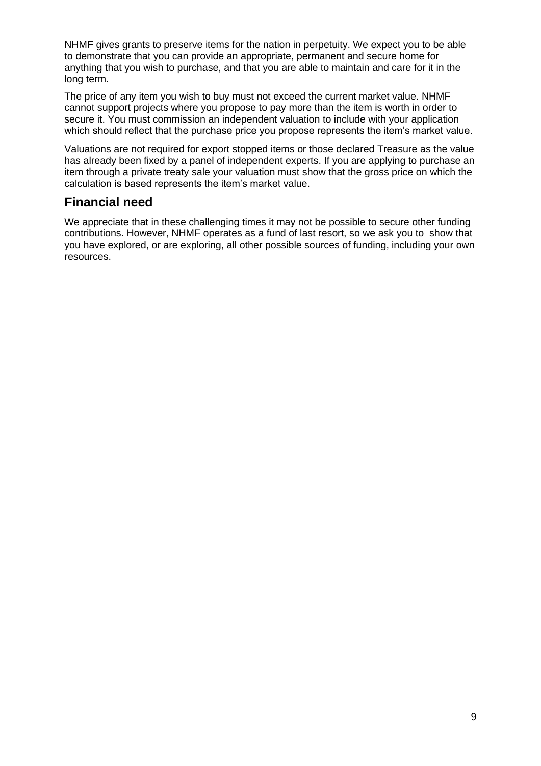NHMF gives grants to preserve items for the nation in perpetuity. We expect you to be able to demonstrate that you can provide an appropriate, permanent and secure home for anything that you wish to purchase, and that you are able to maintain and care for it in the long term.

The price of any item you wish to buy must not exceed the current market value. NHMF cannot support projects where you propose to pay more than the item is worth in order to secure it. You must commission an independent valuation to include with your application which should reflect that the purchase price you propose represents the item's market value.

Valuations are not required for export stopped items or those declared Treasure as the value has already been fixed by a panel of independent experts. If you are applying to purchase an item through a private treaty sale your valuation must show that the gross price on which the calculation is based represents the item's market value.

## Financial need

We appreciate that in these challenging times it may not be possible to secure other funding contributions. However, NHMF operates as a fund of last resort, so we ask you to show that you have explored, or are exploring, all other possible sources of funding, including your own resources.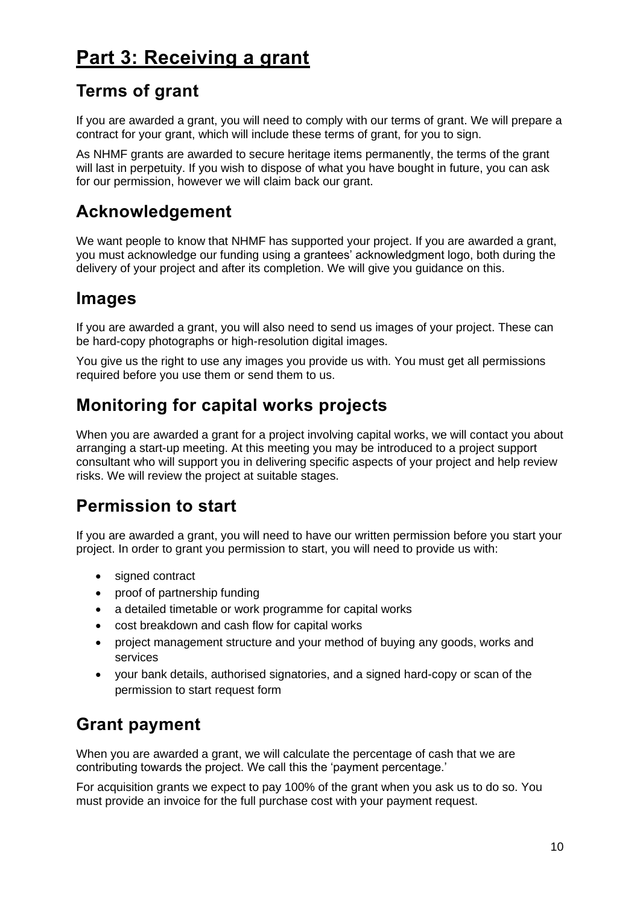# Part 3: Receiving a grant

## Terms of grant

If you are awarded a grant, you will need to comply with our terms of grant. We will prepare a contract for your grant, which will include these terms of grant, for you to sign.

As NHMF grants are awarded to secure heritage items permanently, the terms of the grant will last in perpetuity. If you wish to dispose of what you have bought in future, you can ask for our permission, however we will claim back our grant.

## Acknowledgement

We want people to know that NHMF has supported your project. If you are awarded a grant, you must acknowledge our funding using a grantees' acknowledgment logo, both during the delivery of your project and after its completion. We will give you guidance on this.

## Images

If you are awarded a grant, you will also need to send us images of your project. These can be hard-copy photographs or high-resolution digital images.

You give us the right to use any images you provide us with. You must get all permissions required before you use them or send them to us.

## Monitoring for capital works projects

When you are awarded a grant for a project involving capital works, we will contact you about arranging a start-up meeting. At this meeting you may be introduced to a project support consultant who will support you in delivering specific aspects of your project and help review risks. We will review the project at suitable stages.

## Permission to start

If you are awarded a grant, you will need to have our written permission before you start your project. In order to grant you permission to start, you will need to provide us with:

- signed contract
- proof of partnership funding
- a detailed timetable or work programme for capital works
- cost breakdown and cash flow for capital works
- project management structure and your method of buying any goods, works and services
- your bank details, authorised signatories, and a signed hard-copy or scan of the permission to start request form

## Grant payment

When you are awarded a grant, we will calculate the percentage of cash that we are contributing towards the project. We call this the 'payment percentage.'

For acquisition grants we expect to pay 100% of the grant when you ask us to do so. You must provide an invoice for the full purchase cost with your payment request.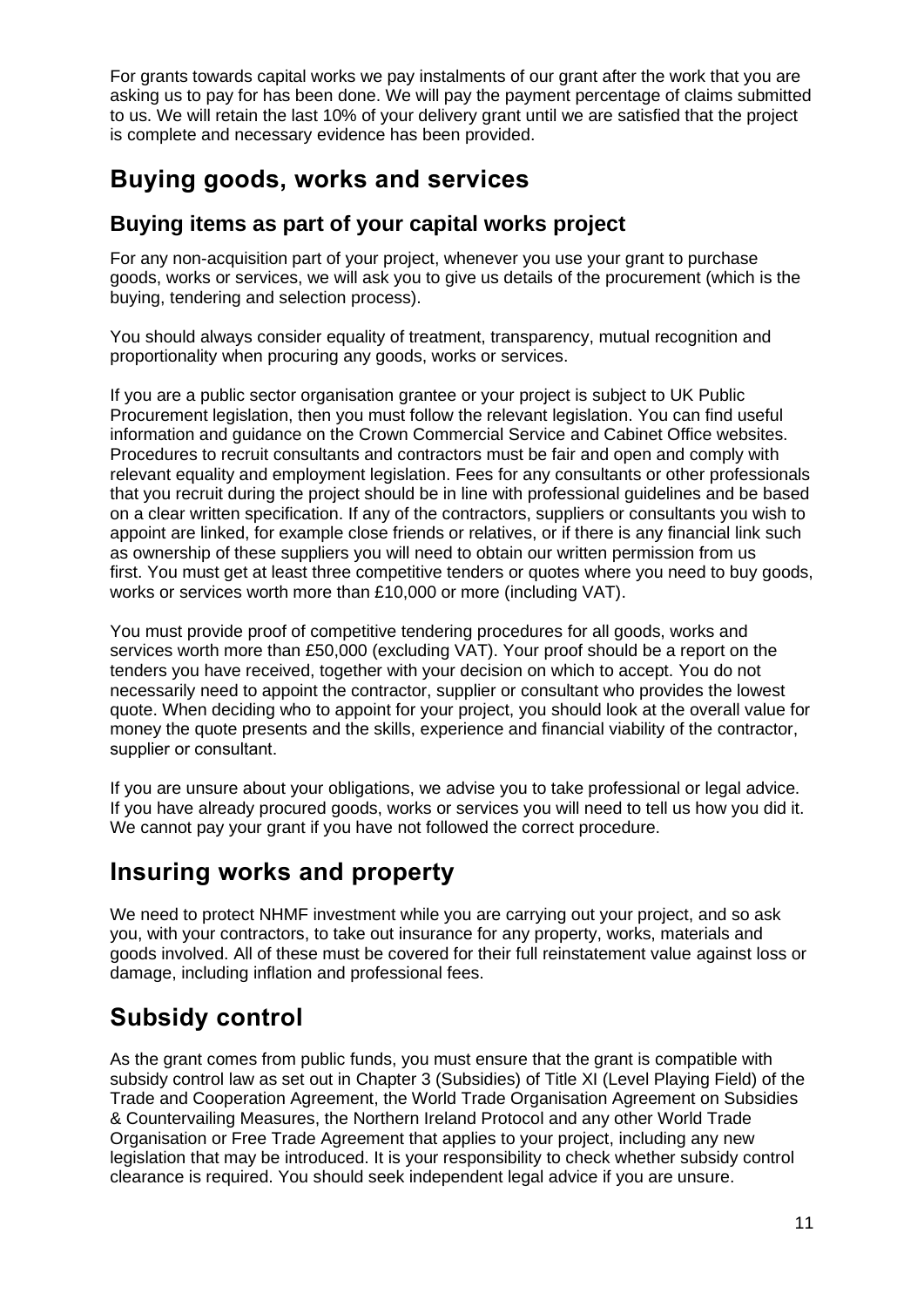For grants towards capital works we pay instalments of our grant after the work that you are asking us to pay for has been done. We will pay the payment percentage of claims submitted to us. We will retain the last 10% of your delivery grant until we are satisfied that the project is complete and necessary evidence has been provided.

## Buying goods, works and services

### Buying items as part of your capital works project

For any non-acquisition part of your project, whenever you use your grant to purchase goods, works or services, we will ask you to give us details of the procurement (which is the buying, tendering and selection process).

You should always consider equality of treatment, transparency, mutual recognition and proportionality when procuring any goods, works or services.

If you are a public sector organisation grantee or your project is subject to UK Public Procurement legislation, then you must follow the relevant legislation. You can find useful information and guidance on the Crown Commercial Service and Cabinet Office websites. Procedures to recruit consultants and contractors must be fair and open and comply with relevant equality and employment legislation. Fees for any consultants or other professionals that you recruit during the project should be in line with professional guidelines and be based on a clear written specification. If any of the contractors, suppliers or consultants you wish to appoint are linked, for example close friends or relatives, or if there is any financial link such as ownership of these suppliers you will need to obtain our written permission from us first. You must get at least three competitive tenders or quotes where you need to buy goods, works or services worth more than £10,000 or more (including VAT).

You must provide proof of competitive tendering procedures for all goods, works and services worth more than £50,000 (excluding VAT). Your proof should be a report on the tenders you have received, together with your decision on which to accept. You do not necessarily need to appoint the contractor, supplier or consultant who provides the lowest quote. When deciding who to appoint for your project, you should look at the overall value for money the quote presents and the skills, experience and financial viability of the contractor, supplier or consultant.

If you are unsure about your obligations, we advise you to take professional or legal advice. If you have already procured goods, works or services you will need to tell us how you did it. We cannot pay your grant if you have not followed the correct procedure.

## Insuring works and property

We need to protect NHMF investment while you are carrying out your project, and so ask you, with your contractors, to take out insurance for any property, works, materials and goods involved. All of these must be covered for their full reinstatement value against loss or damage, including inflation and professional fees.

## Subsidy control

As the grant comes from public funds, you must ensure that the grant is compatible with subsidy control law as set out in Chapter 3 (Subsidies) of Title XI (Level Playing Field) of the Trade and Cooperation Agreement, the World Trade Organisation Agreement on Subsidies & Countervailing Measures, the Northern Ireland Protocol and any other World Trade Organisation or Free Trade Agreement that applies to your project, including any new legislation that may be introduced. It is your responsibility to check whether subsidy control clearance is required. You should seek independent legal advice if you are unsure.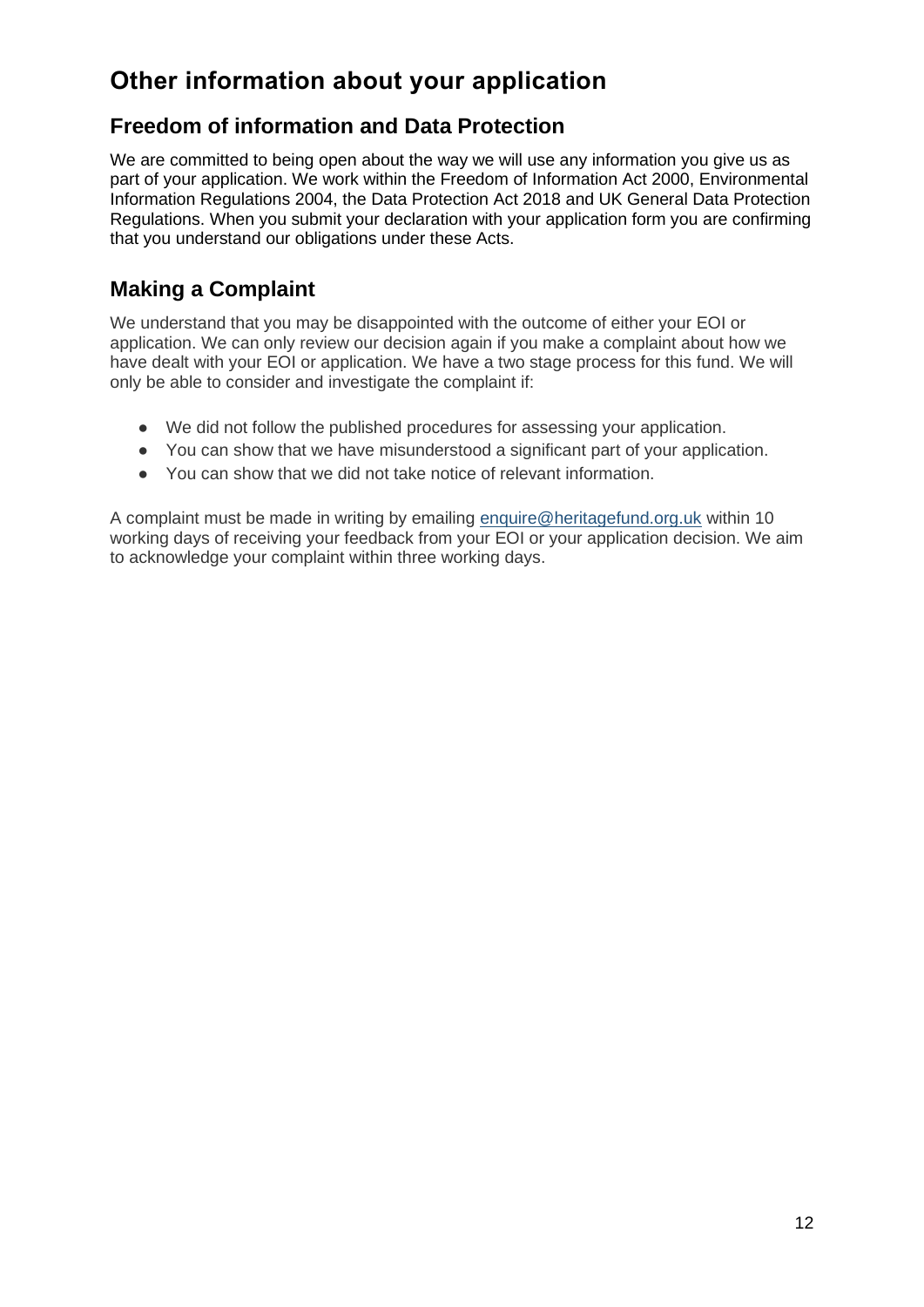# Other information about your application

## Freedom of information and Data Protection

We are committed to being open about the way we will use any information you give us as part of your application. We work within the Freedom of Information Act 2000, Environmental Information Regulations 2004, the Data Protection Act 2018 and UK General Data Protection Regulations. When you submit your declaration with your application form you are confirming that you understand our obligations under these Acts.

## Making a Complaint

We understand that you may be disappointed with the outcome of either your EOI or application. We can only review our decision again if you make a complaint about how we have dealt with your EOI or application. We have a two stage process for this fund. We will only be able to consider and investigate the complaint if:

- We did not follow the published procedures for assessing your application.
- You can show that we have misunderstood a significant part of your application.
- You can show that we did not take notice of relevant information.

A complaint must be made in writing by emailing [enquire@heritagefund.org.uk](mailto:enquire@heritagefund.org.uk) within 10 working days of receiving your feedback from your EOI or your application decision. We aim to acknowledge your complaint within three working days.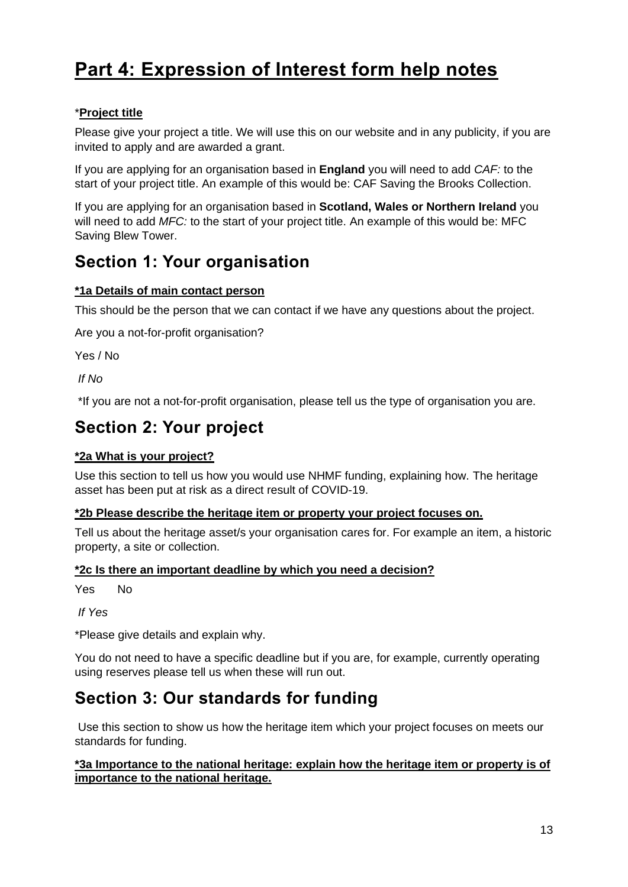# Part 4: Expression of Interest form help notes

*<u>**Project title**</u>

Please give your project a title. We will use this on our website and in any publicity, if you are invited to apply and are awarded a grant.

If you are applying for an organisation based in **England** you will need to add *CAF:* to the start of your project title. An example of this would be: CAF Saving the Brooks Collection.

If you are applying for an organisation based in **Scotland, Wales or Northern Ireland** you will need to add *MFC:* to the start of your project title. An example of this would be: MFC Saving Blew Tower.

## Section 1: Your organisation

**<u>*1a Details of main contact person</u>**

This should be the person that we can contact if we have any questions about the project.

Are you a not-for-profit organisation?

Yes / No

*If No*

*If you are not a not-for-profit organisation, please tell us the type of organisation you are.

## Section 2: Your project

**<u>*2a What is your project?</u>**

Use this section to tell us how you would use NHMF funding, explaining how. The heritage asset has been put at risk as a direct result of COVID-19.

**<u>*2b Please describe the heritage item or property your project focuses on.</u>**

Tell us about the heritage asset/s your organisation cares for. For example an item, a historic property, a site or collection.

**<u>*2c Is there an important deadline by which you need a decision?</u>**

Yes No

*If Yes*

*Please give details and explain why.

You do not need to have a specific deadline but if you are, for example, currently operating using reserves please tell us when these will run out.

## Section 3: Our standards for funding

Use this section to show us how the heritage item which your project focuses on meets our standards for funding.

**<u>*3a Importance to the national heritage: explain how the heritage item or property is of importance to the national heritage.</u>**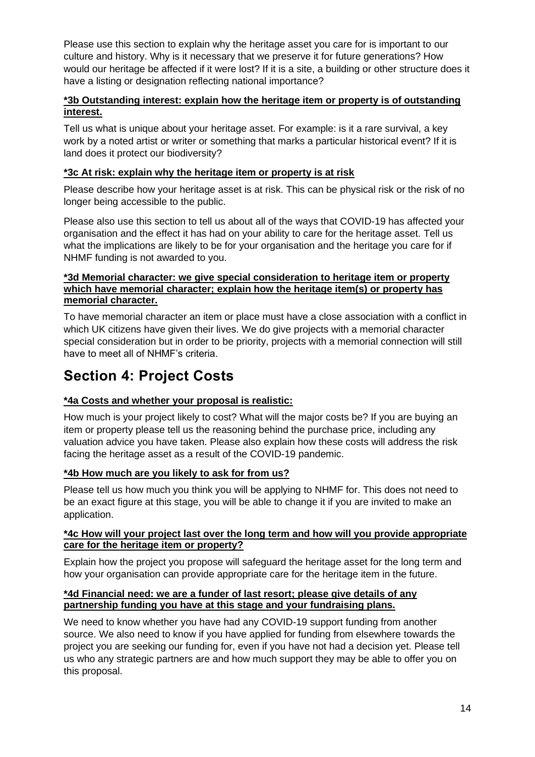Please use this section to explain why the heritage asset you care for is important to our culture and history. Why is it necessary that we preserve it for future generations? How would our heritage be affected if it were lost? If it is a site, a building or other structure does it have a listing or designation reflecting national importance?

**\*3b Outstanding interest: explain how the heritage item or property is of outstanding interest.**

Tell us what is unique about your heritage asset. For example: is it a rare survival, a key work by a noted artist or writer or something that marks a particular historical event? If it is land does it protect our biodiversity?

**\*3c At risk: explain why the heritage item or property is at risk**

Please describe how your heritage asset is at risk. This can be physical risk or the risk of no longer being accessible to the public.

Please also use this section to tell us about all of the ways that COVID-19 has affected your organisation and the effect it has had on your ability to care for the heritage asset. Tell us what the implications are likely to be for your organisation and the heritage you care for if NHMF funding is not awarded to you.

**\*3d Memorial character: we give special consideration to heritage item or property which have memorial character; explain how the heritage item(s) or property has memorial character.**

To have memorial character an item or place must have a close association with a conflict in which UK citizens have given their lives. We do give projects with a memorial character special consideration but in order to be priority, projects with a memorial connection will still have to meet all of NHMF's criteria.

# Section 4: Project Costs

**\*4a Costs and whether your proposal is realistic:**

How much is your project likely to cost? What will the major costs be? If you are buying an item or property please tell us the reasoning behind the purchase price, including any valuation advice you have taken. Please also explain how these costs will address the risk facing the heritage asset as a result of the COVID-19 pandemic.

**\*4b How much are you likely to ask for from us?**

Please tell us how much you think you will be applying to NHMF for. This does not need to be an exact figure at this stage, you will be able to change it if you are invited to make an application.

**\*4c How will your project last over the long term and how will you provide appropriate care for the heritage item or property?**

Explain how the project you propose will safeguard the heritage asset for the long term and how your organisation can provide appropriate care for the heritage item in the future.

**\*4d Financial need: we are a funder of last resort; please give details of any partnership funding you have at this stage and your fundraising plans.**

We need to know whether you have had any COVID-19 support funding from another source. We also need to know if you have applied for funding from elsewhere towards the project you are seeking our funding for, even if you have not had a decision yet. Please tell us who any strategic partners are and how much support they may be able to offer you on this proposal.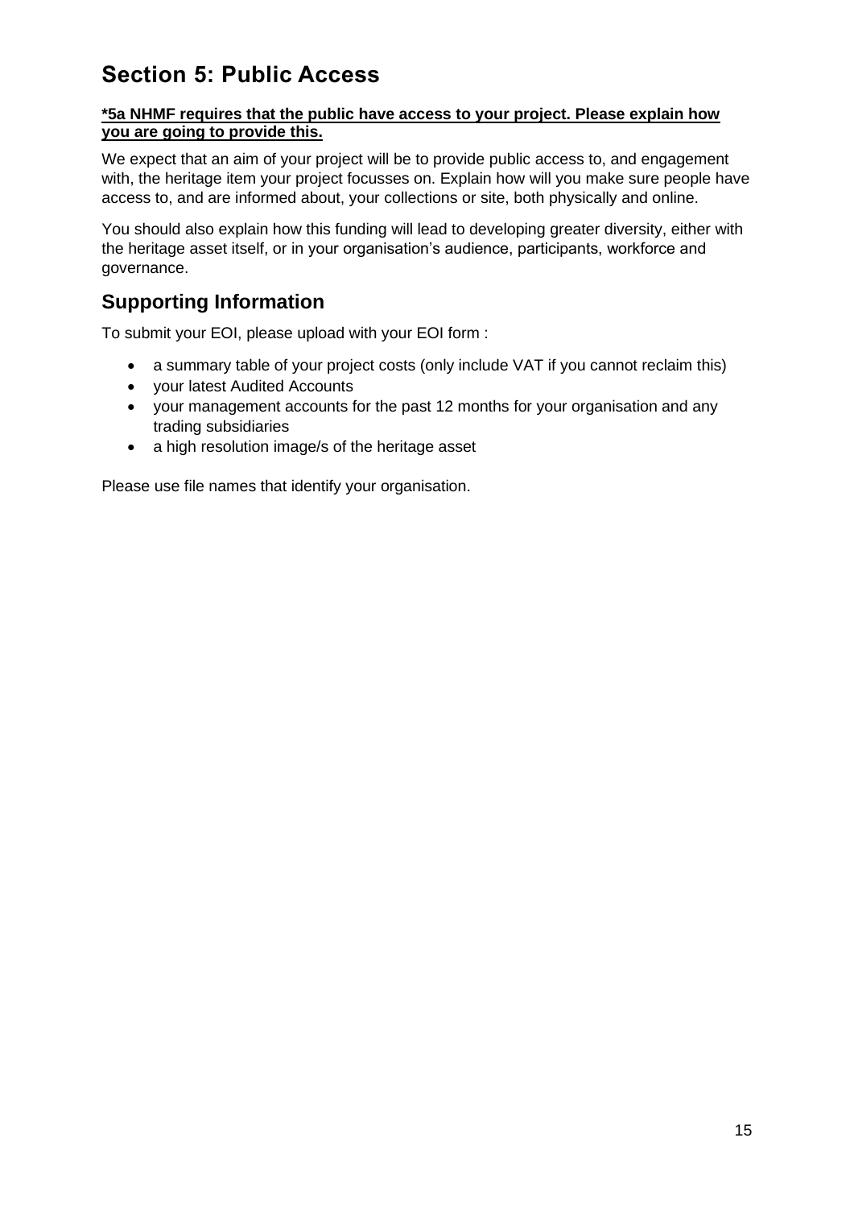## Section 5: Public Access

**\*5a NHMF requires that the public have access to your project. Please explain how you are going to provide this.**

We expect that an aim of your project will be to provide public access to, and engagement with, the heritage item your project focusses on. Explain how will you make sure people have access to, and are informed about, your collections or site, both physically and online.

You should also explain how this funding will lead to developing greater diversity, either with the heritage asset itself, or in your organisation's audience, participants, workforce and governance.

## Supporting Information

To submit your EOI, please upload with your EOI form :

- a summary table of your project costs (only include VAT if you cannot reclaim this)
- your latest Audited Accounts
- your management accounts for the past 12 months for your organisation and any trading subsidiaries
- a high resolution image/s of the heritage asset

Please use file names that identify your organisation.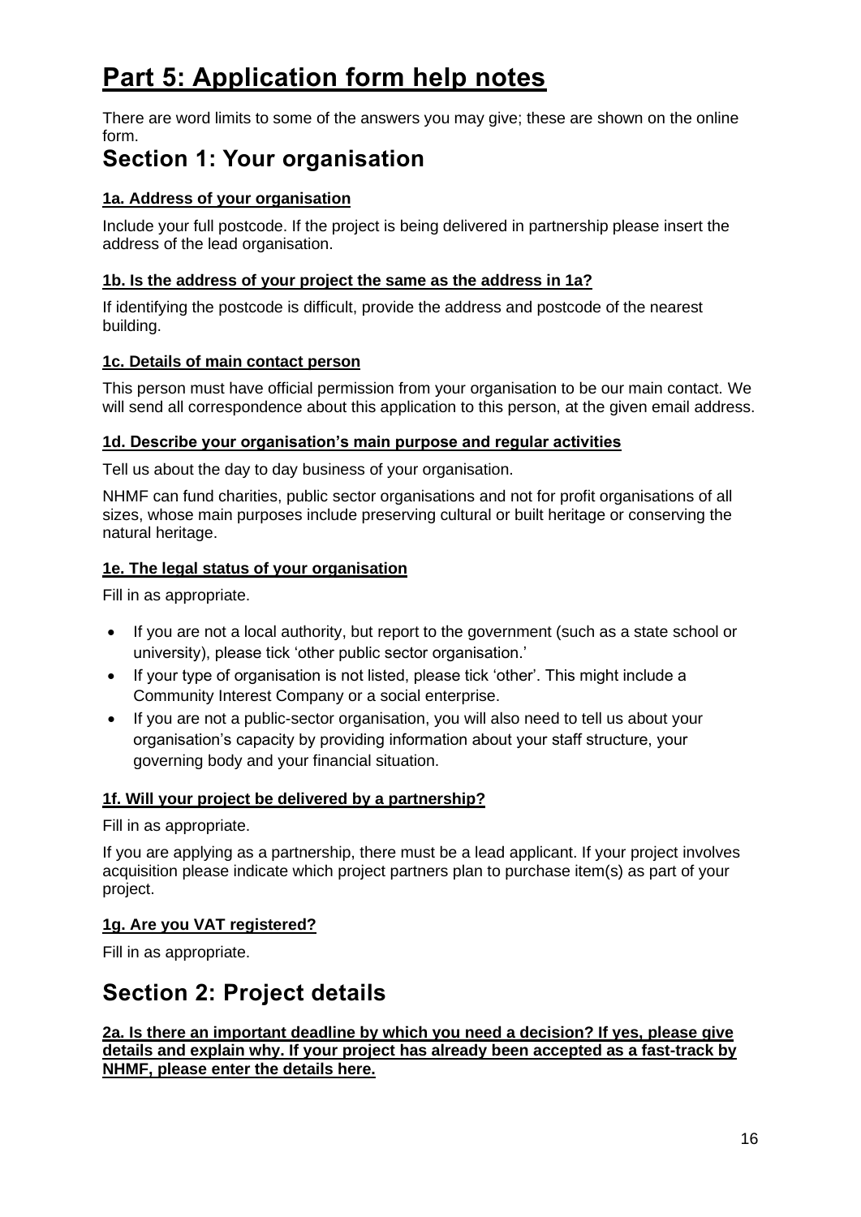# Part 5: Application form help notes

There are word limits to some of the answers you may give; these are shown on the online form.

## Section 1: Your organisation

### 1a. Address of your organisation

Include your full postcode. If the project is being delivered in partnership please insert the address of the lead organisation.

### 1b. Is the address of your project the same as the address in 1a?

If identifying the postcode is difficult, provide the address and postcode of the nearest building.

### 1c. Details of main contact person

This person must have official permission from your organisation to be our main contact. We will send all correspondence about this application to this person, at the given email address.

### 1d. Describe your organisation's main purpose and regular activities

Tell us about the day to day business of your organisation.

NHMF can fund charities, public sector organisations and not for profit organisations of all sizes, whose main purposes include preserving cultural or built heritage or conserving the natural heritage.

### 1e. The legal status of your organisation

Fill in as appropriate.

- If you are not a local authority, but report to the government (such as a state school or university), please tick 'other public sector organisation.'
- If your type of organisation is not listed, please tick 'other'. This might include a Community Interest Company or a social enterprise.
- If you are not a public-sector organisation, you will also need to tell us about your organisation's capacity by providing information about your staff structure, your governing body and your financial situation.

### 1f. Will your project be delivered by a partnership?

Fill in as appropriate.

If you are applying as a partnership, there must be a lead applicant. If your project involves acquisition please indicate which project partners plan to purchase item(s) as part of your project.

### 1g. Are you VAT registered?

Fill in as appropriate.

## Section 2: Project details

### 2a. Is there an important deadline by which you need a decision? If yes, please give details and explain why. If your project has already been accepted as a fast-track by NHMF, please enter the details here.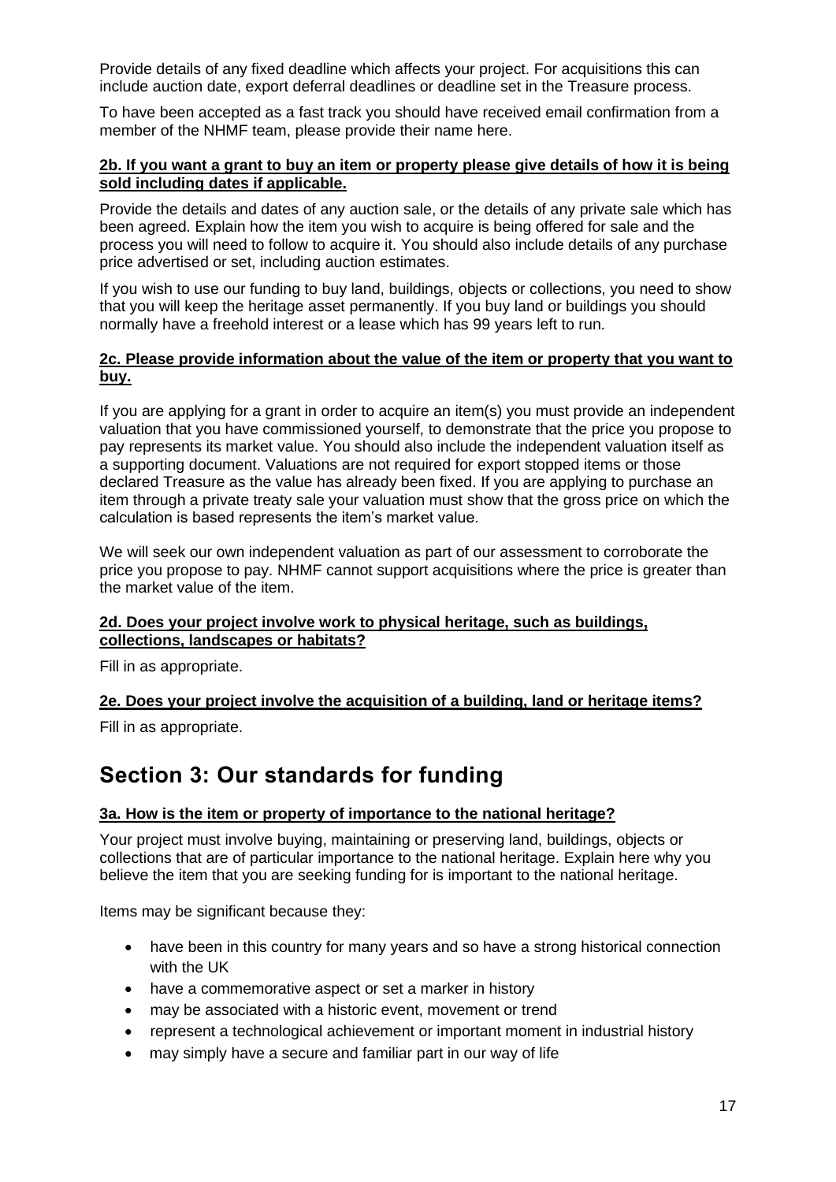Provide details of any fixed deadline which affects your project. For acquisitions this can include auction date, export deferral deadlines or deadline set in the Treasure process.

To have been accepted as a fast track you should have received email confirmation from a member of the NHMF team, please provide their name here.

#### 2b. If you want a grant to buy an item or property please give details of how it is being sold including dates if applicable.

Provide the details and dates of any auction sale, or the details of any private sale which has been agreed. Explain how the item you wish to acquire is being offered for sale and the process you will need to follow to acquire it. You should also include details of any purchase price advertised or set, including auction estimates.

If you wish to use our funding to buy land, buildings, objects or collections, you need to show that you will keep the heritage asset permanently. If you buy land or buildings you should normally have a freehold interest or a lease which has 99 years left to run.

#### 2c. Please provide information about the value of the item or property that you want to buy.

If you are applying for a grant in order to acquire an item(s) you must provide an independent valuation that you have commissioned yourself, to demonstrate that the price you propose to pay represents its market value. You should also include the independent valuation itself as a supporting document. Valuations are not required for export stopped items or those declared Treasure as the value has already been fixed. If you are applying to purchase an item through a private treaty sale your valuation must show that the gross price on which the calculation is based represents the item's market value.

We will seek our own independent valuation as part of our assessment to corroborate the price you propose to pay. NHMF cannot support acquisitions where the price is greater than the market value of the item.

#### 2d. Does your project involve work to physical heritage, such as buildings, collections, landscapes or habitats?

Fill in as appropriate.

#### 2e. Does your project involve the acquisition of a building, land or heritage items?

Fill in as appropriate.

## Section 3: Our standards for funding

#### 3a. How is the item or property of importance to the national heritage?

Your project must involve buying, maintaining or preserving land, buildings, objects or collections that are of particular importance to the national heritage. Explain here why you believe the item that you are seeking funding for is important to the national heritage.

Items may be significant because they:

- have been in this country for many years and so have a strong historical connection with the UK
- have a commemorative aspect or set a marker in history
- may be associated with a historic event, movement or trend
- represent a technological achievement or important moment in industrial history
- may simply have a secure and familiar part in our way of life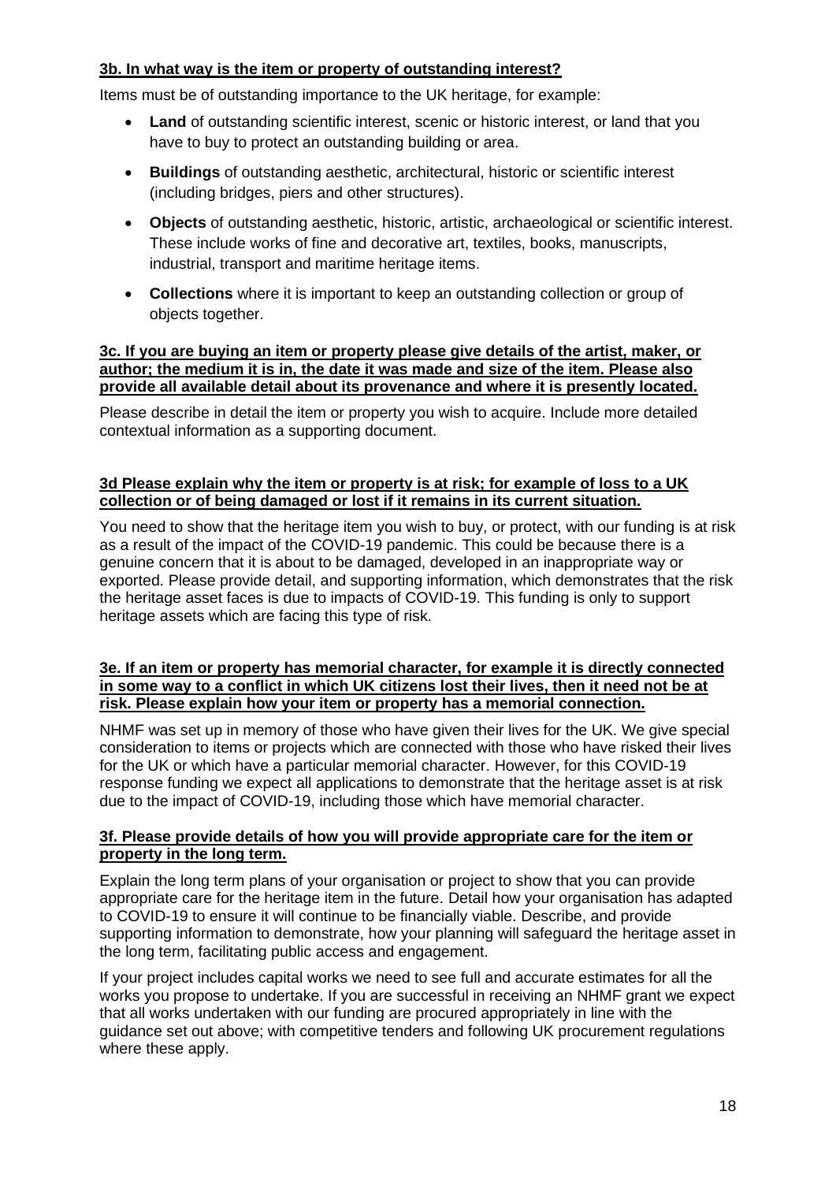**3b. In what way is the item or property of outstanding interest?**

Items must be of outstanding importance to the UK heritage, for example:

- **Land** of outstanding scientific interest, scenic or historic interest, or land that you have to buy to protect an outstanding building or area.
- **Buildings** of outstanding aesthetic, architectural, historic or scientific interest (including bridges, piers and other structures).
- **Objects** of outstanding aesthetic, historic, artistic, archaeological or scientific interest. These include works of fine and decorative art, textiles, books, manuscripts, industrial, transport and maritime heritage items.
- **Collections** where it is important to keep an outstanding collection or group of objects together.

**3c. If you are buying an item or property please give details of the artist, maker, or author; the medium it is in, the date it was made and size of the item. Please also provide all available detail about its provenance and where it is presently located.**

Please describe in detail the item or property you wish to acquire. Include more detailed contextual information as a supporting document.

**3d Please explain why the item or property is at risk; for example of loss to a UK collection or of being damaged or lost if it remains in its current situation.**

You need to show that the heritage item you wish to buy, or protect, with our funding is at risk as a result of the impact of the COVID-19 pandemic. This could be because there is a genuine concern that it is about to be damaged, developed in an inappropriate way or exported. Please provide detail, and supporting information, which demonstrates that the risk the heritage asset faces is due to impacts of COVID-19. This funding is only to support heritage assets which are facing this type of risk.

**3e. If an item or property has memorial character, for example it is directly connected in some way to a conflict in which UK citizens lost their lives, then it need not be at risk. Please explain how your item or property has a memorial connection.**

NHMF was set up in memory of those who have given their lives for the UK. We give special consideration to items or projects which are connected with those who have risked their lives for the UK or which have a particular memorial character. However, for this COVID-19 response funding we expect all applications to demonstrate that the heritage asset is at risk due to the impact of COVID-19, including those which have memorial character.

**3f. Please provide details of how you will provide appropriate care for the item or property in the long term.**

Explain the long term plans of your organisation or project to show that you can provide appropriate care for the heritage item in the future. Detail how your organisation has adapted to COVID-19 to ensure it will continue to be financially viable. Describe, and provide supporting information to demonstrate, how your planning will safeguard the heritage asset in the long term, facilitating public access and engagement.

If your project includes capital works we need to see full and accurate estimates for all the works you propose to undertake. If you are successful in receiving an NHMF grant we expect that all works undertaken with our funding are procured appropriately in line with the guidance set out above; with competitive tenders and following UK procurement regulations where these apply.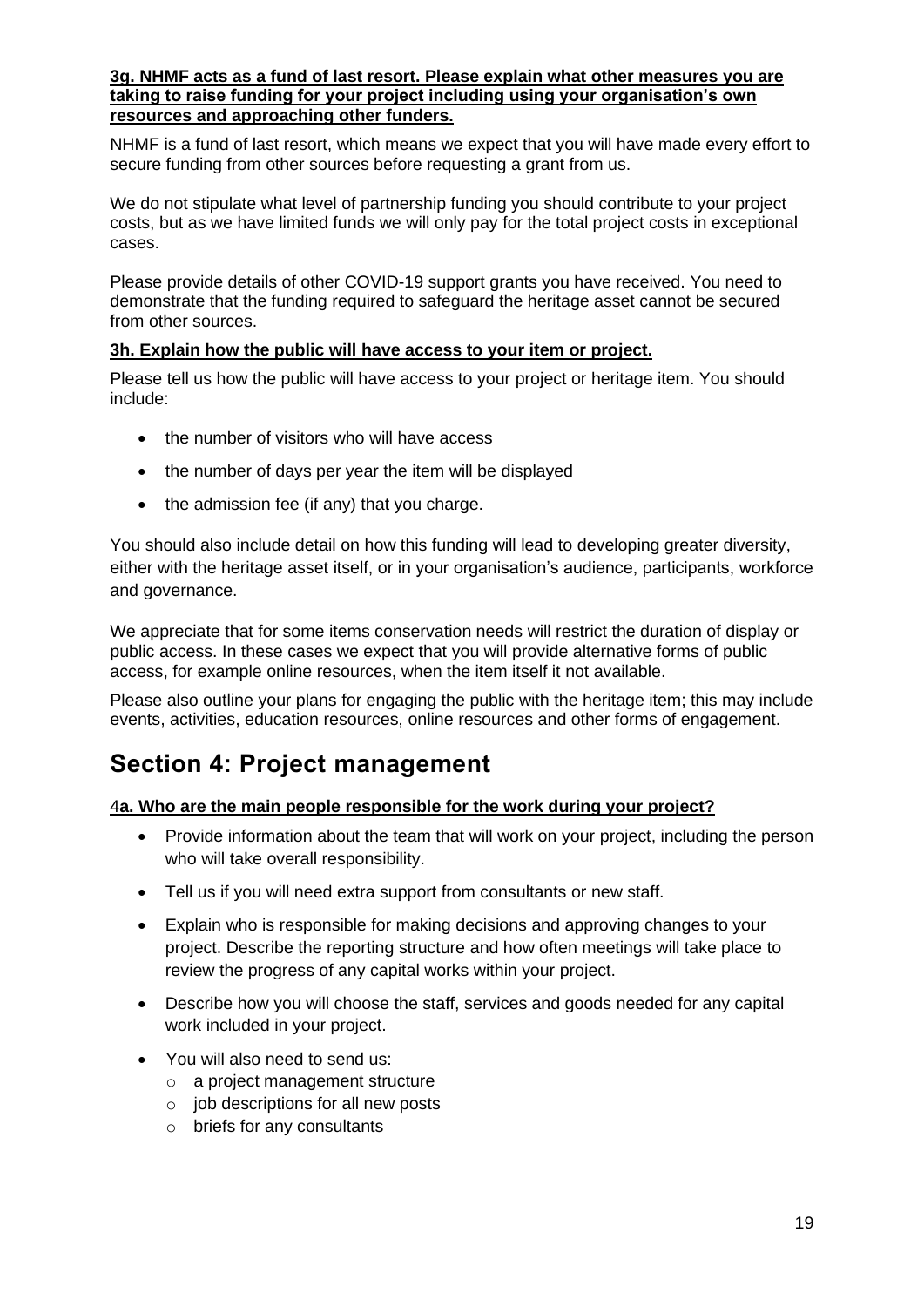**3g. NHMF acts as a fund of last resort. Please explain what other measures you are taking to raise funding for your project including using your organisation's own resources and approaching other funders.**

NHMF is a fund of last resort, which means we expect that you will have made every effort to secure funding from other sources before requesting a grant from us.

We do not stipulate what level of partnership funding you should contribute to your project costs, but as we have limited funds we will only pay for the total project costs in exceptional cases.

Please provide details of other COVID-19 support grants you have received. You need to demonstrate that the funding required to safeguard the heritage asset cannot be secured from other sources.

**3h. Explain how the public will have access to your item or project.**

Please tell us how the public will have access to your project or heritage item. You should include:

- the number of visitors who will have access
- the number of days per year the item will be displayed
- the admission fee (if any) that you charge.

You should also include detail on how this funding will lead to developing greater diversity, either with the heritage asset itself, or in your organisation's audience, participants, workforce and governance.

We appreciate that for some items conservation needs will restrict the duration of display or public access. In these cases we expect that you will provide alternative forms of public access, for example online resources, when the item itself it not available.

Please also outline your plans for engaging the public with the heritage item; this may include events, activities, education resources, online resources and other forms of engagement.

# Section 4: Project management

**4a. Who are the main people responsible for the work during your project?**

- Provide information about the team that will work on your project, including the person who will take overall responsibility.
- Tell us if you will need extra support from consultants or new staff.
- Explain who is responsible for making decisions and approving changes to your project. Describe the reporting structure and how often meetings will take place to review the progress of any capital works within your project.
- Describe how you will choose the staff, services and goods needed for any capital work included in your project.
- You will also need to send us:
  - a project management structure
  - job descriptions for all new posts
  - briefs for any consultants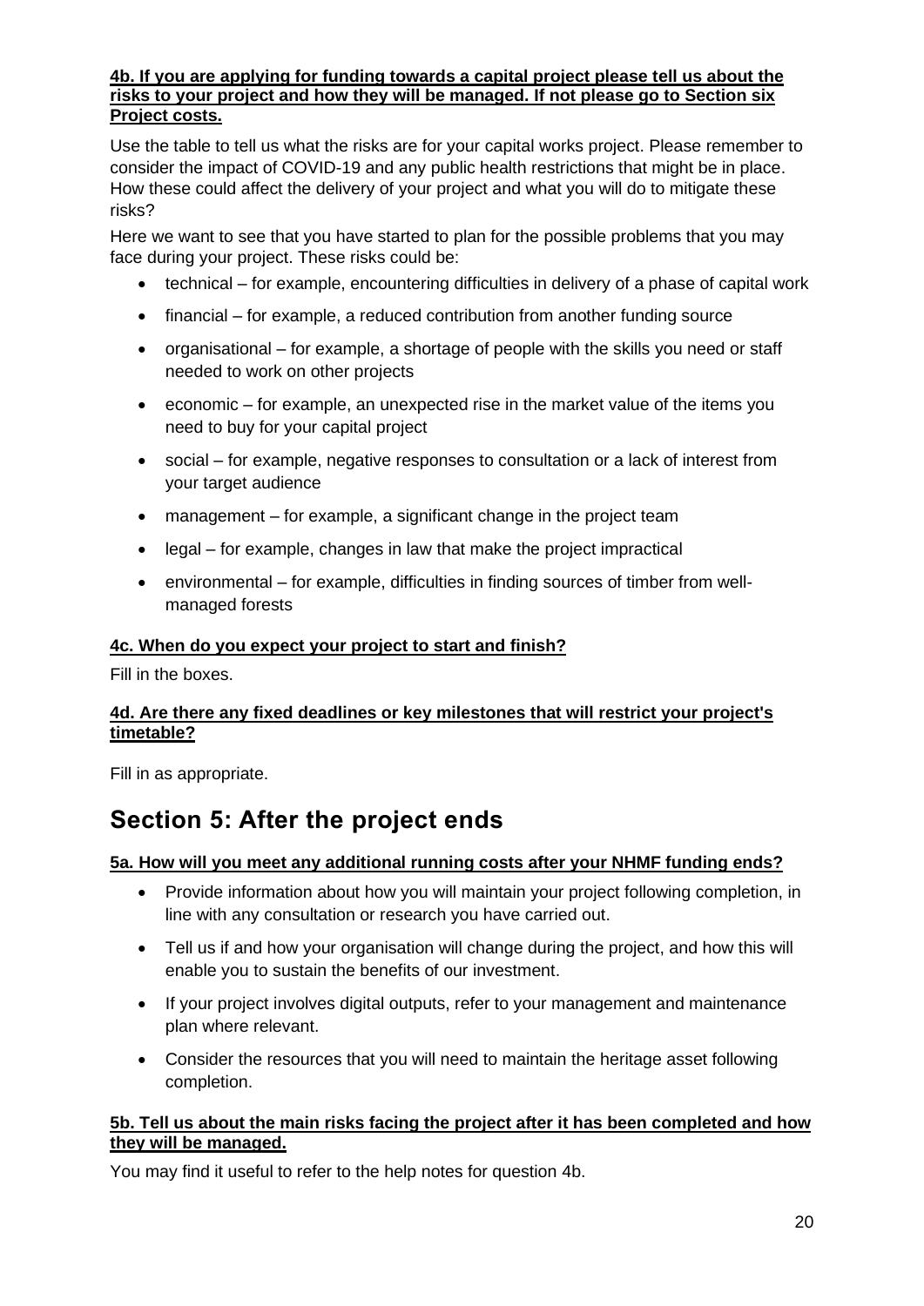**4b. If you are applying for funding towards a capital project please tell us about the risks to your project and how they will be managed. If not please go to Section six Project costs.**

Use the table to tell us what the risks are for your capital works project. Please remember to consider the impact of COVID-19 and any public health restrictions that might be in place. How these could affect the delivery of your project and what you will do to mitigate these risks?

Here we want to see that you have started to plan for the possible problems that you may face during your project. These risks could be:

- technical – for example, encountering difficulties in delivery of a phase of capital work
- financial – for example, a reduced contribution from another funding source
- organisational – for example, a shortage of people with the skills you need or staff needed to work on other projects
- economic – for example, an unexpected rise in the market value of the items you need to buy for your capital project
- social – for example, negative responses to consultation or a lack of interest from your target audience
- management – for example, a significant change in the project team
- legal – for example, changes in law that make the project impractical
- environmental – for example, difficulties in finding sources of timber from well-managed forests

**4c. When do you expect your project to start and finish?**

Fill in the boxes.

**4d. Are there any fixed deadlines or key milestones that will restrict your project's timetable?**

Fill in as appropriate.

# Section 5: After the project ends

**5a. How will you meet any additional running costs after your NHMF funding ends?**

- Provide information about how you will maintain your project following completion, in line with any consultation or research you have carried out.
- Tell us if and how your organisation will change during the project, and how this will enable you to sustain the benefits of our investment.
- If your project involves digital outputs, refer to your management and maintenance plan where relevant.
- Consider the resources that you will need to maintain the heritage asset following completion.

**5b. Tell us about the main risks facing the project after it has been completed and how they will be managed.**

You may find it useful to refer to the help notes for question 4b.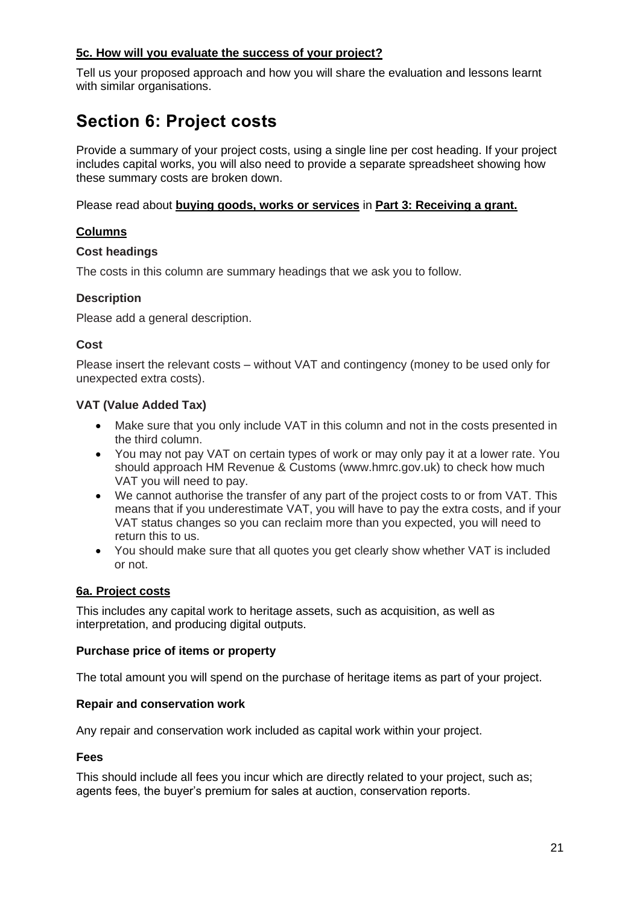**5c. How will you evaluate the success of your project?**

Tell us your proposed approach and how you will share the evaluation and lessons learnt with similar organisations.

# Section 6: Project costs

Provide a summary of your project costs, using a single line per cost heading. If your project includes capital works, you will also need to provide a separate spreadsheet showing how these summary costs are broken down.

Please read about **buying goods, works or services** in **Part 3: Receiving a grant.**

**Columns**

### Cost headings

The costs in this column are summary headings that we ask you to follow.

### Description

Please add a general description.

### Cost

Please insert the relevant costs – without VAT and contingency (money to be used only for unexpected extra costs).

### VAT (Value Added Tax)

- Make sure that you only include VAT in this column and not in the costs presented in the third column.
- You may not pay VAT on certain types of work or may only pay it at a lower rate. You should approach HM Revenue & Customs (www.hmrc.gov.uk) to check how much VAT you will need to pay.
- We cannot authorise the transfer of any part of the project costs to or from VAT. This means that if you underestimate VAT, you will have to pay the extra costs, and if your VAT status changes so you can reclaim more than you expected, you will need to return this to us.
- You should make sure that all quotes you get clearly show whether VAT is included or not.

**6a. Project costs**

This includes any capital work to heritage assets, such as acquisition, as well as interpretation, and producing digital outputs.

### Purchase price of items or property

The total amount you will spend on the purchase of heritage items as part of your project.

### Repair and conservation work

Any repair and conservation work included as capital work within your project.

### Fees

This should include all fees you incur which are directly related to your project, such as; agents fees, the buyer's premium for sales at auction, conservation reports.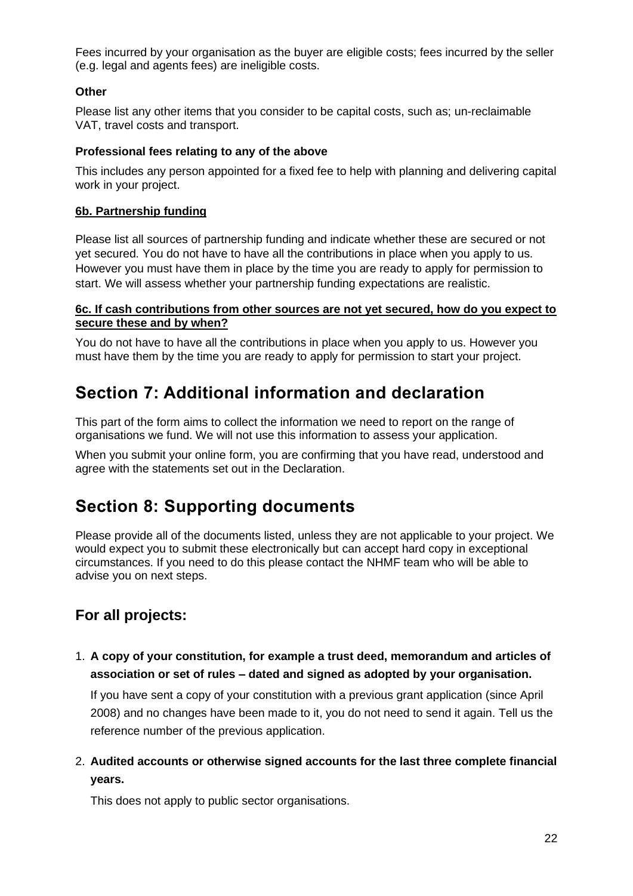Fees incurred by your organisation as the buyer are eligible costs; fees incurred by the seller (e.g. legal and agents fees) are ineligible costs.

**Other**

Please list any other items that you consider to be capital costs, such as; un-reclaimable VAT, travel costs and transport.

**Professional fees relating to any of the above**

This includes any person appointed for a fixed fee to help with planning and delivering capital work in your project.

**6b. Partnership funding**

Please list all sources of partnership funding and indicate whether these are secured or not yet secured. You do not have to have all the contributions in place when you apply to us. However you must have them in place by the time you are ready to apply for permission to start. We will assess whether your partnership funding expectations are realistic.

**6c. If cash contributions from other sources are not yet secured, how do you expect to secure these and by when?**

You do not have to have all the contributions in place when you apply to us. However you must have them by the time you are ready to apply for permission to start your project.

## Section 7: Additional information and declaration

This part of the form aims to collect the information we need to report on the range of organisations we fund. We will not use this information to assess your application.

When you submit your online form, you are confirming that you have read, understood and agree with the statements set out in the Declaration.

## Section 8: Supporting documents

Please provide all of the documents listed, unless they are not applicable to your project. We would expect you to submit these electronically but can accept hard copy in exceptional circumstances. If you need to do this please contact the NHMF team who will be able to advise you on next steps.

### For all projects:

1. **A copy of your constitution, for example a trust deed, memorandum and articles of association or set of rules – dated and signed as adopted by your organisation.**

   If you have sent a copy of your constitution with a previous grant application (since April 2008) and no changes have been made to it, you do not need to send it again. Tell us the reference number of the previous application.

2. **Audited accounts or otherwise signed accounts for the last three complete financial years.**

   This does not apply to public sector organisations.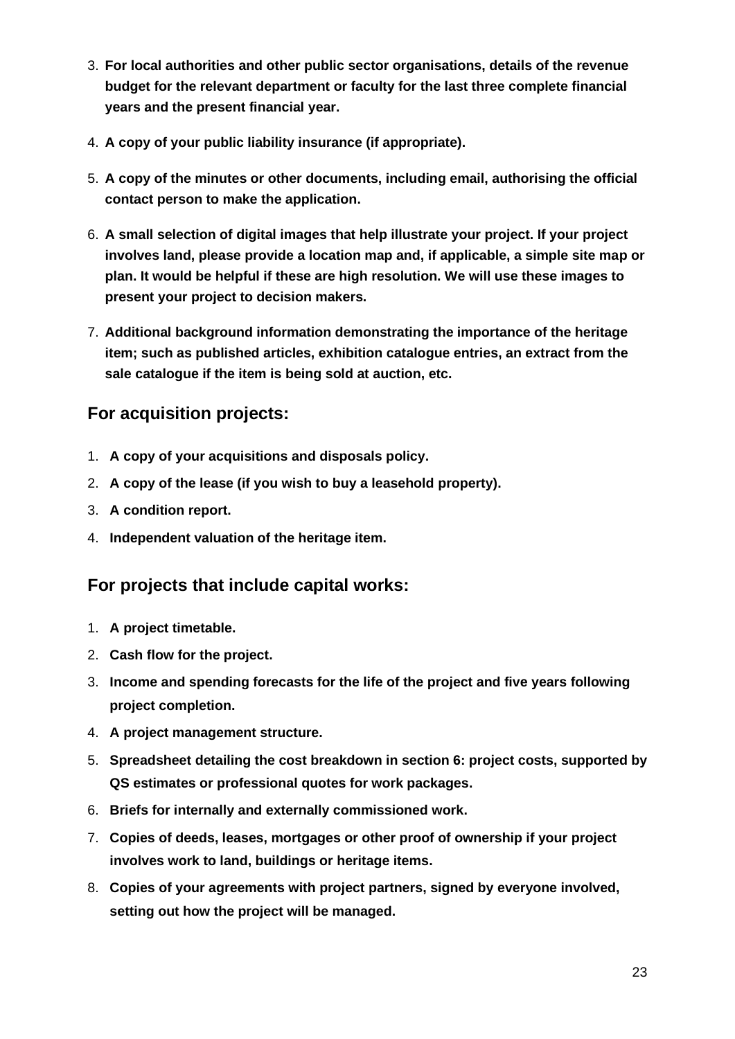3. **For local authorities and other public sector organisations, details of the revenue budget for the relevant department or faculty for the last three complete financial years and the present financial year.**
4. **A copy of your public liability insurance (if appropriate).**
5. **A copy of the minutes or other documents, including email, authorising the official contact person to make the application.**
6. **A small selection of digital images that help illustrate your project. If your project involves land, please provide a location map and, if applicable, a simple site map or plan. It would be helpful if these are high resolution. We will use these images to present your project to decision makers.**
7. **Additional background information demonstrating the importance of the heritage item; such as published articles, exhibition catalogue entries, an extract from the sale catalogue if the item is being sold at auction, etc.**

## For acquisition projects:

1. **A copy of your acquisitions and disposals policy.**
2. **A copy of the lease (if you wish to buy a leasehold property).**
3. **A condition report.**
4. **Independent valuation of the heritage item.**

## For projects that include capital works:

1. **A project timetable.**
2. **Cash flow for the project.**
3. **Income and spending forecasts for the life of the project and five years following project completion.**
4. **A project management structure.**
5. **Spreadsheet detailing the cost breakdown in section 6: project costs, supported by QS estimates or professional quotes for work packages.**
6. **Briefs for internally and externally commissioned work.**
7. **Copies of deeds, leases, mortgages or other proof of ownership if your project involves work to land, buildings or heritage items.**
8. **Copies of your agreements with project partners, signed by everyone involved, setting out how the project will be managed.**